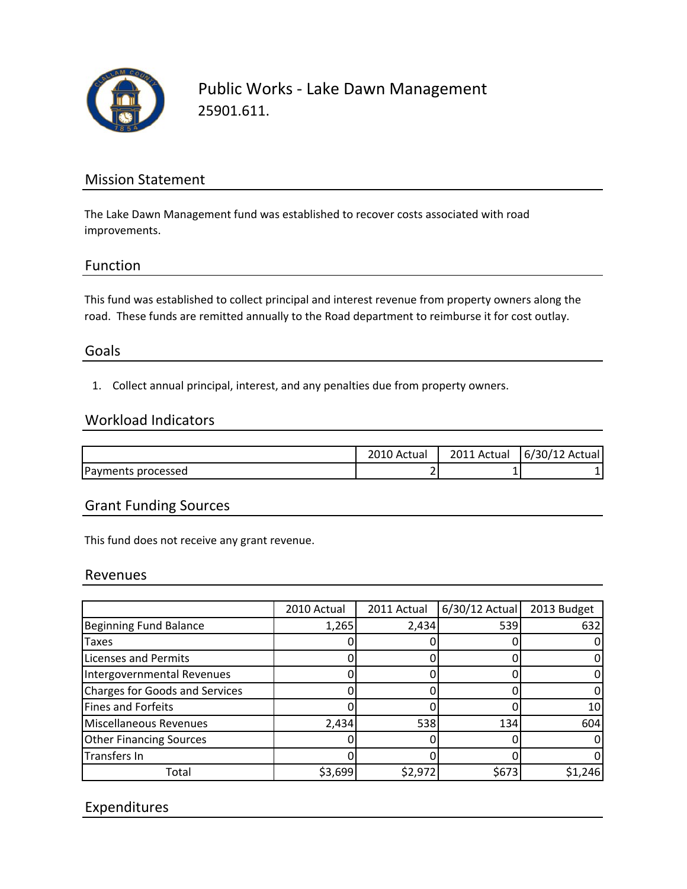# Public Works - Lake Dawn Management

25901.611.

## Mission Statement

The Lake Dawn Management fund was established to recover costs associated with road improvements.

## Function

This fund was established to collect principal and interest revenue from property owners along the road. These funds are remitted annually to the Road department to reimburse it for cost outlay.

## Goals

1. Collect annual principal, interest, and any penalties due from property owners.

## Workload Indicators

| | 2010 Actual | 2011 Actual | 6/30/12 Actual |
|---|---|---|---|
| Payments processed | 2 | 1 | 1 |

## Grant Funding Sources

This fund does not receive any grant revenue.

## Revenues

| | 2010 Actual | 2011 Actual | 6/30/12 Actual | 2013 Budget |
|---|---|---|---|---|
| Beginning Fund Balance | 1,265 | 2,434 | 539 | 632 |
| Taxes | 0 | 0 | 0 | 0 |
| Licenses and Permits | 0 | 0 | 0 | 0 |
| Intergovernmental Revenues | 0 | 0 | 0 | 0 |
| Charges for Goods and Services | 0 | 0 | 0 | 0 |
| Fines and Forfeits | 0 | 0 | 0 | 10 |
| Miscellaneous Revenues | 2,434 | 538 | 134 | 604 |
| Other Financing Sources | 0 | 0 | 0 | 0 |
| Transfers In | 0 | 0 | 0 | 0 |
| Total | $3,699 | $2,972 | $673 | $1,246 |

## Expenditures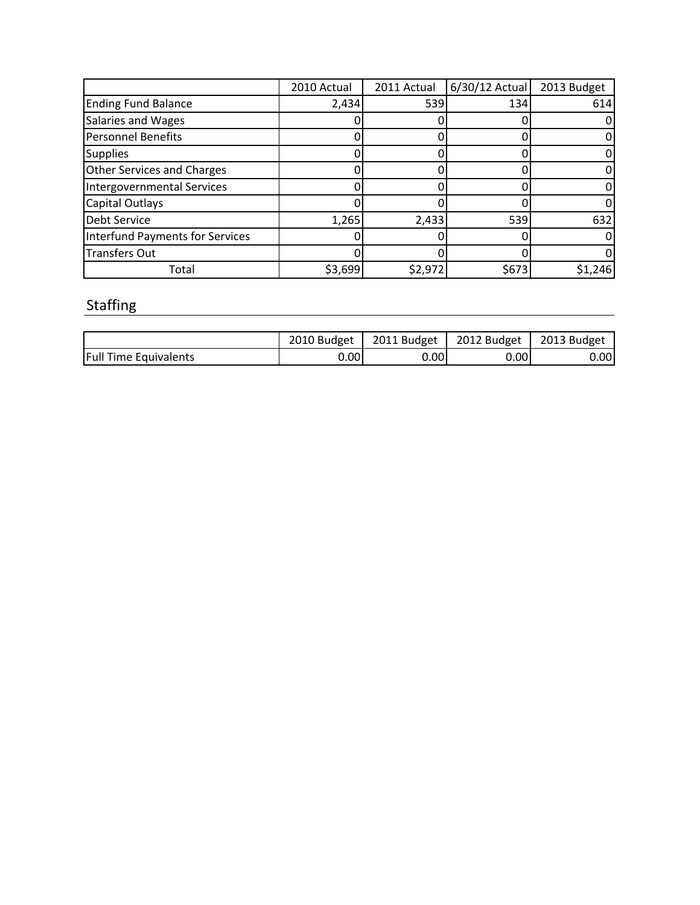| | 2010 Actual | 2011 Actual | 6/30/12 Actual | 2013 Budget |
|---|---|---|---|---|
| Ending Fund Balance | 2,434 | 539 | 134 | 614 |
| Salaries and Wages | 0 | 0 | 0 | 0 |
| Personnel Benefits | 0 | 0 | 0 | 0 |
| Supplies | 0 | 0 | 0 | 0 |
| Other Services and Charges | 0 | 0 | 0 | 0 |
| Intergovernmental Services | 0 | 0 | 0 | 0 |
| Capital Outlays | 0 | 0 | 0 | 0 |
| Debt Service | 1,265 | 2,433 | 539 | 632 |
| Interfund Payments for Services | 0 | 0 | 0 | 0 |
| Transfers Out | 0 | 0 | 0 | 0 |
| Total | $3,699 | $2,972 | $673 | $1,246 |

## Staffing

| | 2010 Budget | 2011 Budget | 2012 Budget | 2013 Budget |
|---|---|---|---|---|
| Full Time Equivalents | 0.00 | 0.00 | 0.00 | 0.00 |